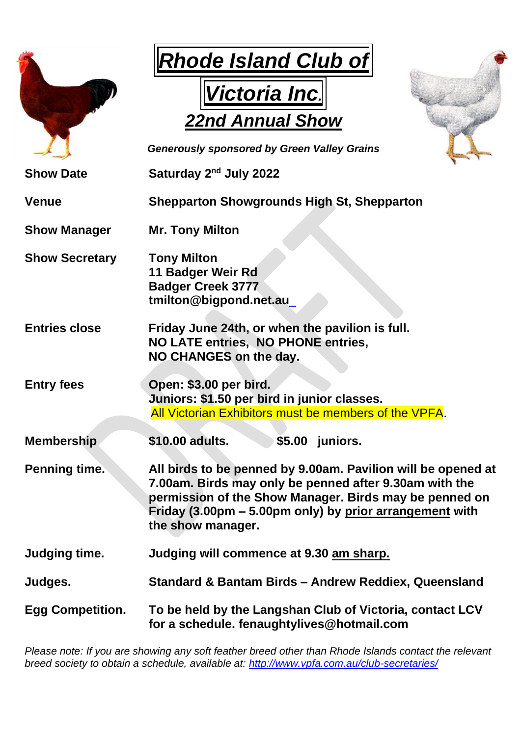# Rhode Island Club of Victoria Inc.

## 22nd Annual Show

*Generously sponsored by Green Valley Grains*

| | |
|---|---|
| **Show Date** | **Saturday 2nd July 2022** |
| **Venue** | **Shepparton Showgrounds High St, Shepparton** |
| **Show Manager** | **Mr. Tony Milton** |
| **Show Secretary** | **Tony Milton**<br>**11 Badger Weir Rd**<br>**Badger Creek 3777**<br>**tmilton@bigpond.net.au** |
| **Entries close** | **Friday June 24th, or when the pavilion is full.**<br>**NO LATE entries, NO PHONE entries,**<br>**NO CHANGES on the day.** |
| **Entry fees** | **Open: $3.00 per bird.**<br>**Juniors: $1.50 per bird in junior classes.**<br>All Victorian Exhibitors must be members of the VPFA. |
| **Membership** | **$10.00 adults. $5.00 juniors.** |
| **Penning time.** | **All birds to be penned by 9.00am. Pavilion will be opened at 7.00am. Birds may only be penned after 9.30am with the permission of the Show Manager. Birds may be penned on Friday (3.00pm – 5.00pm only) by prior arrangement with the show manager.** |
| **Judging time.** | **Judging will commence at 9.30 am sharp.** |
| **Judges.** | **Standard & Bantam Birds – Andrew Reddiex, Queensland** |
| **Egg Competition.** | **To be held by the Langshan Club of Victoria, contact LCV for a schedule. fenaughtylives@hotmail.com** |

*Please note: If you are showing any soft feather breed other than Rhode Islands contact the relevant breed society to obtain a schedule, available at: http://www.vpfa.com.au/club-secretaries/*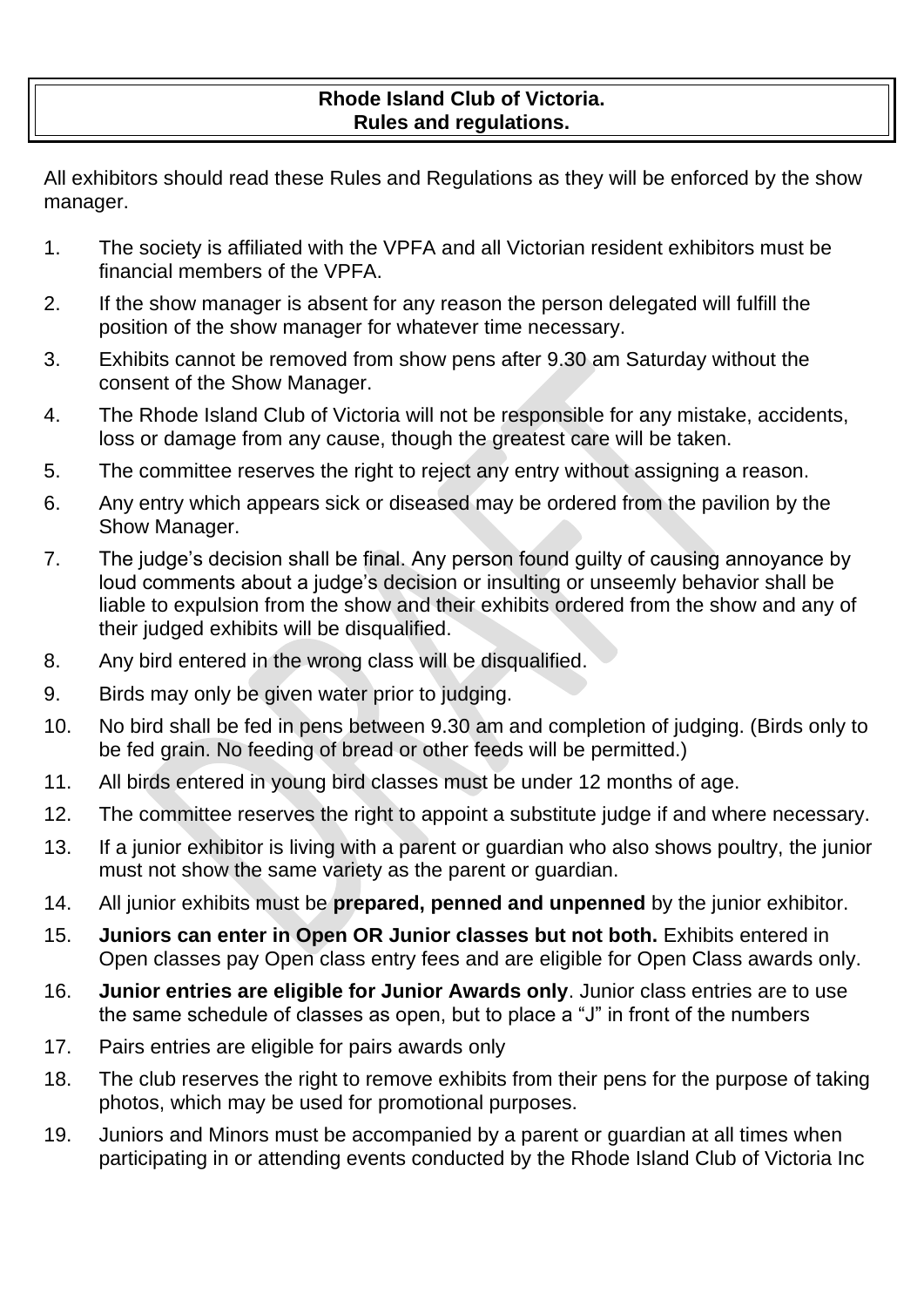# Rhode Island Club of Victoria.
# Rules and regulations.

All exhibitors should read these Rules and Regulations as they will be enforced by the show manager.

1. The society is affiliated with the VPFA and all Victorian resident exhibitors must be financial members of the VPFA.
2. If the show manager is absent for any reason the person delegated will fulfill the position of the show manager for whatever time necessary.
3. Exhibits cannot be removed from show pens after 9.30 am Saturday without the consent of the Show Manager.
4. The Rhode Island Club of Victoria will not be responsible for any mistake, accidents, loss or damage from any cause, though the greatest care will be taken.
5. The committee reserves the right to reject any entry without assigning a reason.
6. Any entry which appears sick or diseased may be ordered from the pavilion by the Show Manager.
7. The judge's decision shall be final. Any person found guilty of causing annoyance by loud comments about a judge's decision or insulting or unseemly behavior shall be liable to expulsion from the show and their exhibits ordered from the show and any of their judged exhibits will be disqualified.
8. Any bird entered in the wrong class will be disqualified.
9. Birds may only be given water prior to judging.
10. No bird shall be fed in pens between 9.30 am and completion of judging. (Birds only to be fed grain. No feeding of bread or other feeds will be permitted.)
11. All birds entered in young bird classes must be under 12 months of age.
12. The committee reserves the right to appoint a substitute judge if and where necessary.
13. If a junior exhibitor is living with a parent or guardian who also shows poultry, the junior must not show the same variety as the parent or guardian.
14. All junior exhibits must be **prepared, penned and unpenned** by the junior exhibitor.
15. **Juniors can enter in Open OR Junior classes but not both.** Exhibits entered in Open classes pay Open class entry fees and are eligible for Open Class awards only.
16. **Junior entries are eligible for Junior Awards only**. Junior class entries are to use the same schedule of classes as open, but to place a "J" in front of the numbers
17. Pairs entries are eligible for pairs awards only
18. The club reserves the right to remove exhibits from their pens for the purpose of taking photos, which may be used for promotional purposes.
19. Juniors and Minors must be accompanied by a parent or guardian at all times when participating in or attending events conducted by the Rhode Island Club of Victoria Inc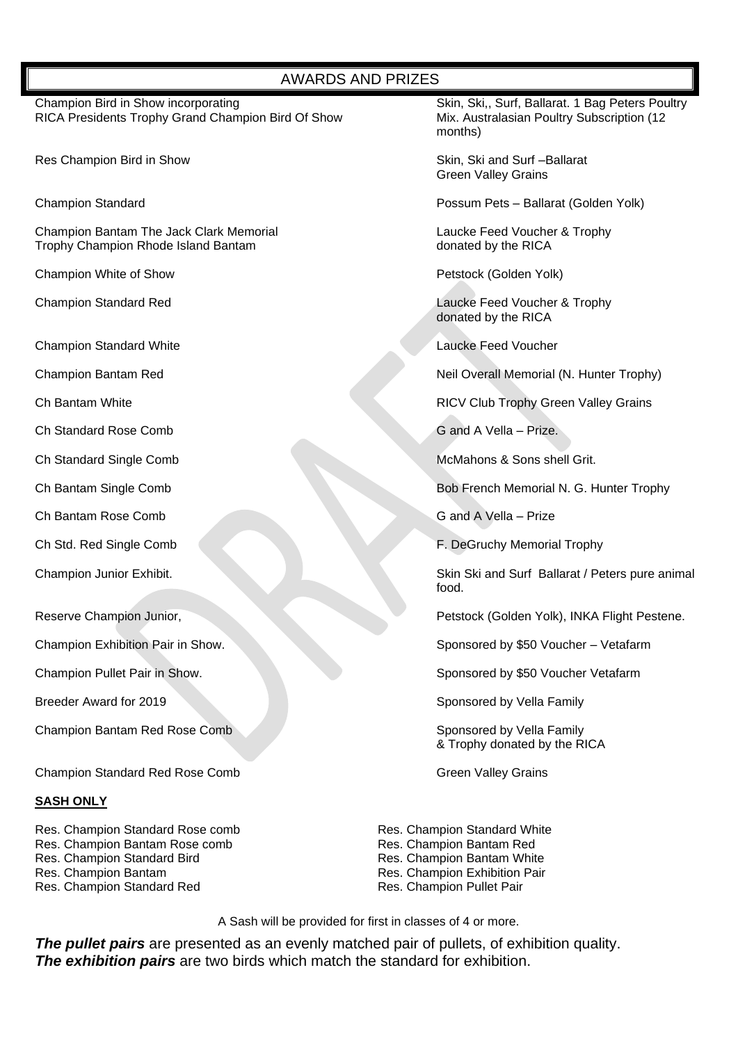## AWARDS AND PRIZES

| Award | Prize |
| --- | --- |
| Champion Bird in Show incorporating RICA Presidents Trophy Grand Champion Bird Of Show | Skin, Ski,, Surf, Ballarat. 1 Bag Peters Poultry Mix. Australasian Poultry Subscription (12 months) |
| Res Champion Bird in Show | Skin, Ski and Surf –Ballarat Green Valley Grains |
| Champion Standard | Possum Pets – Ballarat (Golden Yolk) |
| Champion Bantam The Jack Clark Memorial Trophy Champion Rhode Island Bantam | Laucke Feed Voucher & Trophy donated by the RICA |
| Champion White of Show | Petstock (Golden Yolk) |
| Champion Standard Red | Laucke Feed Voucher & Trophy donated by the RICA |
| Champion Standard White | Laucke Feed Voucher |
| Champion Bantam Red | Neil Overall Memorial (N. Hunter Trophy) |
| Ch Bantam White | RICV Club Trophy Green Valley Grains |
| Ch Standard Rose Comb | G and A Vella – Prize. |
| Ch Standard Single Comb | McMahons & Sons shell Grit. |
| Ch Bantam Single Comb | Bob French Memorial N. G. Hunter Trophy |
| Ch Bantam Rose Comb | G and A Vella – Prize |
| Ch Std. Red Single Comb | F. DeGruchy Memorial Trophy |
| Champion Junior Exhibit. | Skin Ski and Surf Ballarat / Peters pure animal food. |
| Reserve Champion Junior, | Petstock (Golden Yolk), INKA Flight Pestene. |
| Champion Exhibition Pair in Show. | Sponsored by $50 Voucher – Vetafarm |
| Champion Pullet Pair in Show. | Sponsored by $50 Voucher Vetafarm |
| Breeder Award for 2019 | Sponsored by Vella Family |
| Champion Bantam Red Rose Comb | Sponsored by Vella Family & Trophy donated by the RICA |
| Champion Standard Red Rose Comb | Green Valley Grains |

**SASH ONLY**

- Res. Champion Standard Rose comb
- Res. Champion Bantam Rose comb
- Res. Champion Standard Bird
- Res. Champion Bantam
- Res. Champion Standard Red
- Res. Champion Standard White
- Res. Champion Bantam Red
- Res. Champion Bantam White
- Res. Champion Exhibition Pair
- Res. Champion Pullet Pair

A Sash will be provided for first in classes of 4 or more.

***The pullet pairs*** are presented as an evenly matched pair of pullets, of exhibition quality.
***The exhibition pairs*** are two birds which match the standard for exhibition.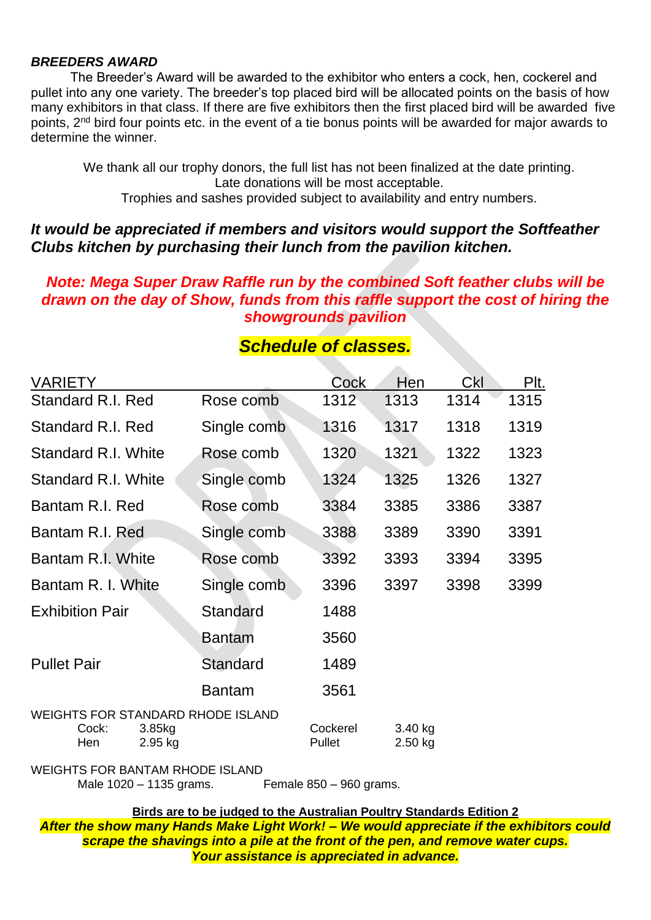***BREEDERS AWARD***

The Breeder's Award will be awarded to the exhibitor who enters a cock, hen, cockerel and pullet into any one variety. The breeder's top placed bird will be allocated points on the basis of how many exhibitors in that class. If there are five exhibitors then the first placed bird will be awarded five points, 2nd bird four points etc. in the event of a tie bonus points will be awarded for major awards to determine the winner.

We thank all our trophy donors, the full list has not been finalized at the date printing.
Late donations will be most acceptable.
Trophies and sashes provided subject to availability and entry numbers.

***It would be appreciated if members and visitors would support the Softfeather Clubs kitchen by purchasing their lunch from the pavilion kitchen.***

***Note: Mega Super Draw Raffle run by the combined Soft feather clubs will be drawn on the day of Show, funds from this raffle support the cost of hiring the showgrounds pavilion***

## ***Schedule of classes.***

| VARIETY | | Cock | Hen | Ckl | Plt. |
|---|---|---|---|---|---|
| Standard R.I. Red | Rose comb | 1312 | 1313 | 1314 | 1315 |
| Standard R.I. Red | Single comb | 1316 | 1317 | 1318 | 1319 |
| Standard R.I. White | Rose comb | 1320 | 1321 | 1322 | 1323 |
| Standard R.I. White | Single comb | 1324 | 1325 | 1326 | 1327 |
| Bantam R.I. Red | Rose comb | 3384 | 3385 | 3386 | 3387 |
| Bantam R.I. Red | Single comb | 3388 | 3389 | 3390 | 3391 |
| Bantam R.I. White | Rose comb | 3392 | 3393 | 3394 | 3395 |
| Bantam R. I. White | Single comb | 3396 | 3397 | 3398 | 3399 |
| Exhibition Pair | Standard | 1488 | | | |
| | Bantam | 3560 | | | |
| Pullet Pair | Standard | 1489 | | | |
| | Bantam | 3561 | | | |

WEIGHTS FOR STANDARD RHODE ISLAND

| | | | |
|---|---|---|---|
| Cock: | 3.85kg | Cockerel | 3.40 kg |
| Hen | 2.95 kg | Pullet | 2.50 kg |

WEIGHTS FOR BANTAM RHODE ISLAND
Male 1020 – 1135 grams. Female 850 – 960 grams.

**Birds are to be judged to the Australian Poultry Standards Edition 2**

***After the show many Hands Make Light Work! – We would appreciate if the exhibitors could scrape the shavings into a pile at the front of the pen, and remove water cups. Your assistance is appreciated in advance.***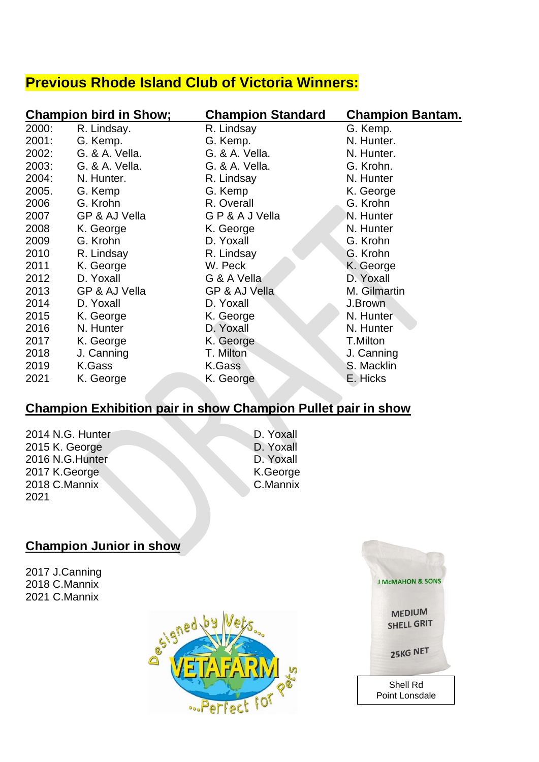## Previous Rhode Island Club of Victoria Winners:

| Champion bird in Show; | | Champion Standard | Champion Bantam. |
|---|---|---|---|
| 2000: | R. Lindsay. | R. Lindsay | G. Kemp. |
| 2001: | G. Kemp. | G. Kemp. | N. Hunter. |
| 2002: | G. & A. Vella. | G. & A. Vella. | N. Hunter. |
| 2003: | G. & A. Vella. | G. & A. Vella. | G. Krohn. |
| 2004: | N. Hunter. | R. Lindsay | N. Hunter |
| 2005. | G. Kemp | G. Kemp | K. George |
| 2006 | G. Krohn | R. Overall | G. Krohn |
| 2007 | GP & AJ Vella | G P & A J Vella | N. Hunter |
| 2008 | K. George | K. George | N. Hunter |
| 2009 | G. Krohn | D. Yoxall | G. Krohn |
| 2010 | R. Lindsay | R. Lindsay | G. Krohn |
| 2011 | K. George | W. Peck | K. George |
| 2012 | D. Yoxall | G & A Vella | D. Yoxall |
| 2013 | GP & AJ Vella | GP & AJ Vella | M. Gilmartin |
| 2014 | D. Yoxall | D. Yoxall | J.Brown |
| 2015 | K. George | K. George | N. Hunter |
| 2016 | N. Hunter | D. Yoxall | N. Hunter |
| 2017 | K. George | K. George | T.Milton |
| 2018 | J. Canning | T. Milton | J. Canning |
| 2019 | K.Gass | K.Gass | S. Macklin |
| 2021 | K. George | K. George | E. Hicks |

## Champion Exhibition pair in show Champion Pullet pair in show

| Year | Champion Exhibition pair in show | Champion Pullet pair in show |
|---|---|---|
| 2014 | N.G. Hunter | D. Yoxall |
| 2015 | K. George | D. Yoxall |
| 2016 | N.G.Hunter | D. Yoxall |
| 2017 | K.George | K.George |
| 2018 | C.Mannix | C.Mannix |
| 2021 | | |

## Champion Junior in show

2017 J.Canning
2018 C.Mannix
2021 C.Mannix

Shell Rd
Point Lonsdale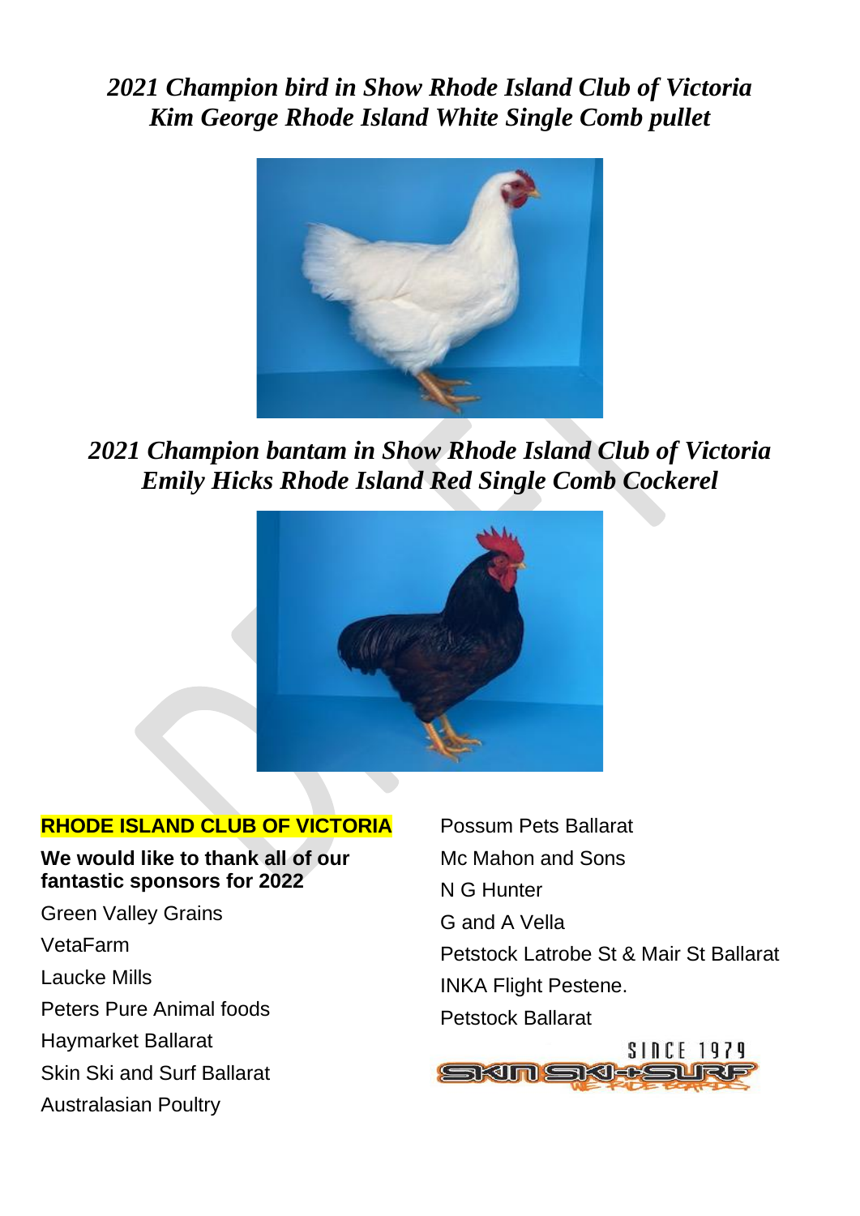*2021 Champion bird in Show Rhode Island Club of Victoria*
*Kim George Rhode Island White Single Comb pullet*

*2021 Champion bantam in Show Rhode Island Club of Victoria*
*Emily Hicks Rhode Island Red Single Comb Cockerel*

**RHODE ISLAND CLUB OF VICTORIA**

**We would like to thank all of our fantastic sponsors for 2022**

Green Valley Grains

VetaFarm

Laucke Mills

Peters Pure Animal foods

Haymarket Ballarat

Skin Ski and Surf Ballarat

Australasian Poultry

Possum Pets Ballarat

Mc Mahon and Sons

N G Hunter

G and A Vella

Petstock Latrobe St & Mair St Ballarat

INKA Flight Pestene.

Petstock Ballarat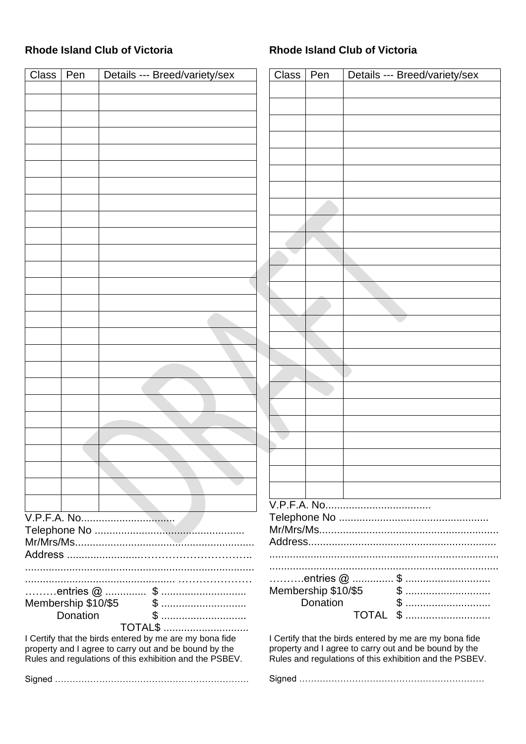**Rhode Island Club of Victoria**

| Class | Pen | Details --- Breed/variety/sex |
|---|---|---|
| | | |
| | | |
| | | |
| | | |
| | | |
| | | |
| | | |
| | | |
| | | |
| | | |
| | | |
| | | |
| | | |
| | | |
| | | |
| | | |
| | | |
| | | |
| | | |
| | | |
| | | |
| | | |
| | | |
| | | |
| | | |
| | | |

V.P.F.A. No................................

Telephone No ..................................................

Mr/Mrs/Ms............................................................

Address ........................………………………..

............................................................................

................................................ …………………

………entries @ .............. $ .............................

Membership $10/$5 $ .............................

Donation $ .............................

TOTAL$ .............................

I Certify that the birds entered by me are my bona fide property and I agree to carry out and be bound by the Rules and regulations of this exhibition and the PSBEV.

Signed …………………………………………………………

**Rhode Island Club of Victoria**

| Class | Pen | Details --- Breed/variety/sex |
|---|---|---|
| | | |
| | | |
| | | |
| | | |
| | | |
| | | |
| | | |
| | | |
| | | |
| | | |
| | | |
| | | |
| | | |
| | | |
| | | |
| | | |
| | | |
| | | |
| | | |
| | | |
| | | |
| | | |
| | | |
| | | |
| | | |

V.P.F.A. No....................................

Telephone No ..................................................

Mr/Mrs/Ms............................................................

Address...............................................................

............................................................................

............................................................................

……….entries @ .............. $ .............................

Membership $10/$5 $ .............................

Donation $ .............................

TOTAL $ .............................

I Certify that the birds entered by me are my bona fide property and I agree to carry out and be bound by the Rules and regulations of this exhibition and the PSBEV.

Signed ………………………………………………………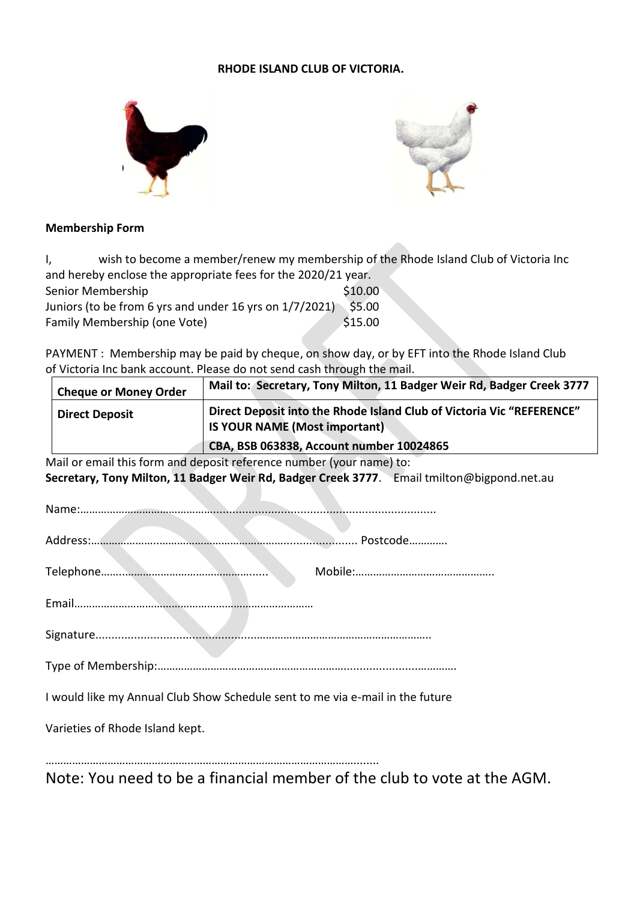**RHODE ISLAND CLUB OF VICTORIA.**

**Membership Form**

I, wish to become a member/renew my membership of the Rhode Island Club of Victoria Inc and hereby enclose the appropriate fees for the 2020/21 year.

Senior Membership $10.00

Juniors (to be from 6 yrs and under 16 yrs on 1/7/2021) $5.00

Family Membership (one Vote) $15.00

PAYMENT : Membership may be paid by cheque, on show day, or by EFT into the Rhode Island Club of Victoria Inc bank account. Please do not send cash through the mail.

| | |
|---|---|
| **Cheque or Money Order** | **Mail to: Secretary, Tony Milton, 11 Badger Weir Rd, Badger Creek 3777** |
| **Direct Deposit** | **Direct Deposit into the Rhode Island Club of Victoria Vic "REFERENCE" IS YOUR NAME (Most important)** |
| | **CBA, BSB 063838, Account number 10024865** |

Mail or email this form and deposit reference number (your name) to:

**Secretary, Tony Milton, 11 Badger Weir Rd, Badger Creek 3777**. Email tmilton@bigpond.net.au

Name:………………………………………………………………………………………

Address:…………………………………………………………………………… Postcode………….

Telephone………………………………………………… Mobile:……………………………………….

Email………………………………………………………………………

Signature..........................................................................................................

Type of Membership:………………………………………………………………………………………

I would like my Annual Club Show Schedule sent to me via e-mail in the future

Varieties of Rhode Island kept.

……………………………………………………………………………………………………

Note: You need to be a financial member of the club to vote at the AGM.